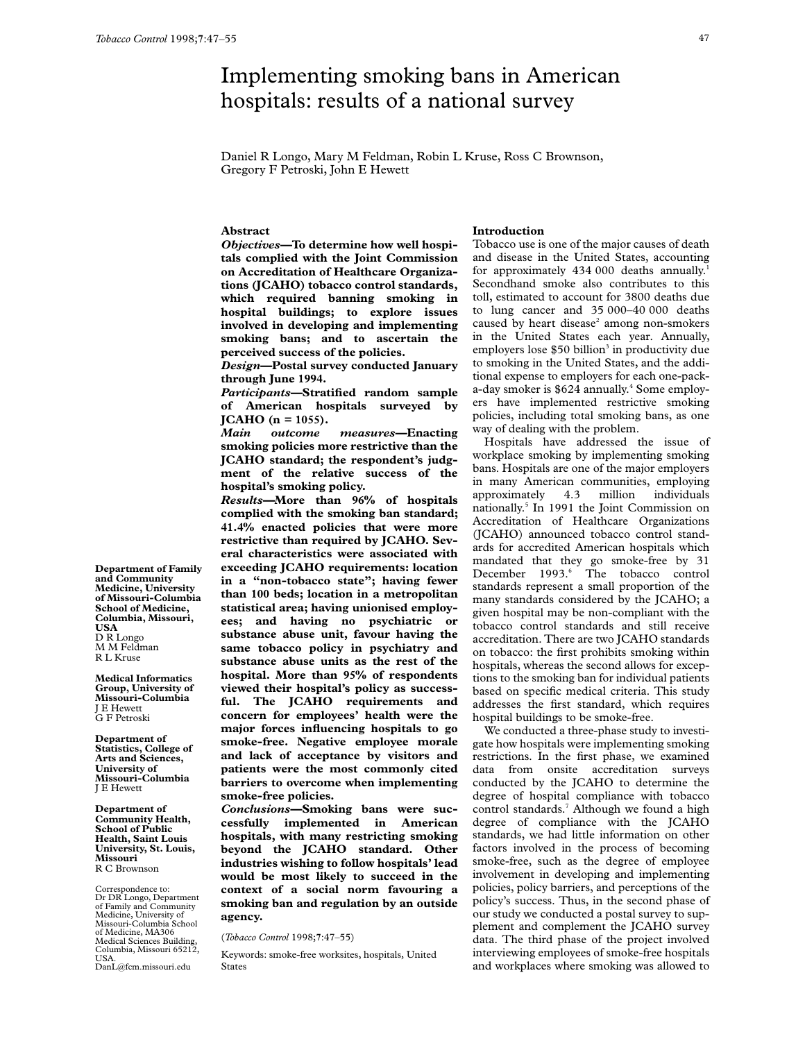# Implementing smoking bans in American hospitals: results of a national survey

Daniel R Longo, Mary M Feldman, Robin L Kruse, Ross C Brownson, Gregory F Petroski, John E Hewett

**Department of Family and Community Medicine, University of Missouri-Columbia School of Medicine, Columbia, Missouri, USA**
D R Longo
M M Feldman
R L Kruse

**Medical Informatics Group, University of Missouri-Columbia**
J E Hewett
G F Petroski

**Department of Statistics, College of Arts and Sciences, University of Missouri-Columbia**
J E Hewett

**Department of Community Health, School of Public Health, Saint Louis University, St. Louis, Missouri**
R C Brownson

Correspondence to: Dr DR Longo, Department of Family and Community Medicine, University of Missouri-Columbia School of Medicine, MA306 Medical Sciences Building, Columbia, Missouri 65212, USA. DanL@fcm.missouri.edu

## Abstract

**_Objectives_—To determine how well hospitals complied with the Joint Commission on Accreditation of Healthcare Organizations (JCAHO) tobacco control standards, which required banning smoking in hospital buildings; to explore issues involved in developing and implementing smoking bans; and to ascertain the perceived success of the policies.**

**_Design_—Postal survey conducted January through June 1994.**

**_Participants_—Stratified random sample of American hospitals surveyed by JCAHO (n = 1055).**

**_Main outcome measures_—Enacting smoking policies more restrictive than the JCAHO standard; the respondent's judgment of the relative success of the hospital's smoking policy.**

**_Results_—More than 96% of hospitals complied with the smoking ban standard; 41.4% enacted policies that were more restrictive than required by JCAHO. Several characteristics were associated with exceeding JCAHO requirements: location in a "non-tobacco state"; having fewer than 100 beds; location in a metropolitan statistical area; having unionised employees; and having no psychiatric or substance abuse unit, favour having the same tobacco policy in psychiatry and substance abuse units as the rest of the hospital. More than 95% of respondents viewed their hospital's policy as successful. The JCAHO requirements and concern for employees' health were the major forces influencing hospitals to go smoke-free. Negative employee morale and lack of acceptance by visitors and patients were the most commonly cited barriers to overcome when implementing smoke-free policies.**

**_Conclusions_—Smoking bans were successfully implemented in American hospitals, with many restricting smoking beyond the JCAHO standard. Other industries wishing to follow hospitals' lead would be most likely to succeed in the context of a social norm favouring a smoking ban and regulation by an outside agency.**

(*Tobacco Control* 1998;7:47–55)

Keywords: smoke-free worksites, hospitals, United States

## Introduction

Tobacco use is one of the major causes of death and disease in the United States, accounting for approximately 434 000 deaths annually.[1] Secondhand smoke also contributes to this toll, estimated to account for 3800 deaths due to lung cancer and 35 000–40 000 deaths caused by heart disease[2] among non-smokers in the United States each year. Annually, employers lose $50 billion[3] in productivity due to smoking in the United States, and the additional expense to employers for each one-pack-a-day smoker is $624 annually.[4] Some employers have implemented restrictive smoking policies, including total smoking bans, as one way of dealing with the problem.

Hospitals have addressed the issue of workplace smoking by implementing smoking bans. Hospitals are one of the major employers in many American communities, employing approximately 4.3 million individuals nationally.[5] In 1991 the Joint Commission on Accreditation of Healthcare Organizations (JCAHO) announced tobacco control standards for accredited American hospitals which mandated that they go smoke-free by 31 December 1993.[6] The tobacco control standards represent a small proportion of the many standards considered by the JCAHO; a given hospital may be non-compliant with the tobacco control standards and still receive accreditation. There are two JCAHO standards on tobacco: the first prohibits smoking within hospitals, whereas the second allows for exceptions to the smoking ban for individual patients based on specific medical criteria. This study addresses the first standard, which requires hospital buildings to be smoke-free.

We conducted a three-phase study to investigate how hospitals were implementing smoking restrictions. In the first phase, we examined data from onsite accreditation surveys conducted by the JCAHO to determine the degree of hospital compliance with tobacco control standards.[7] Although we found a high degree of compliance with the JCAHO standards, we had little information on other factors involved in the process of becoming smoke-free, such as the degree of employee involvement in developing and implementing policies, policy barriers, and perceptions of the policy's success. Thus, in the second phase of our study we conducted a postal survey to supplement and complement the JCAHO survey data. The third phase of the project involved interviewing employees of smoke-free hospitals and workplaces where smoking was allowed to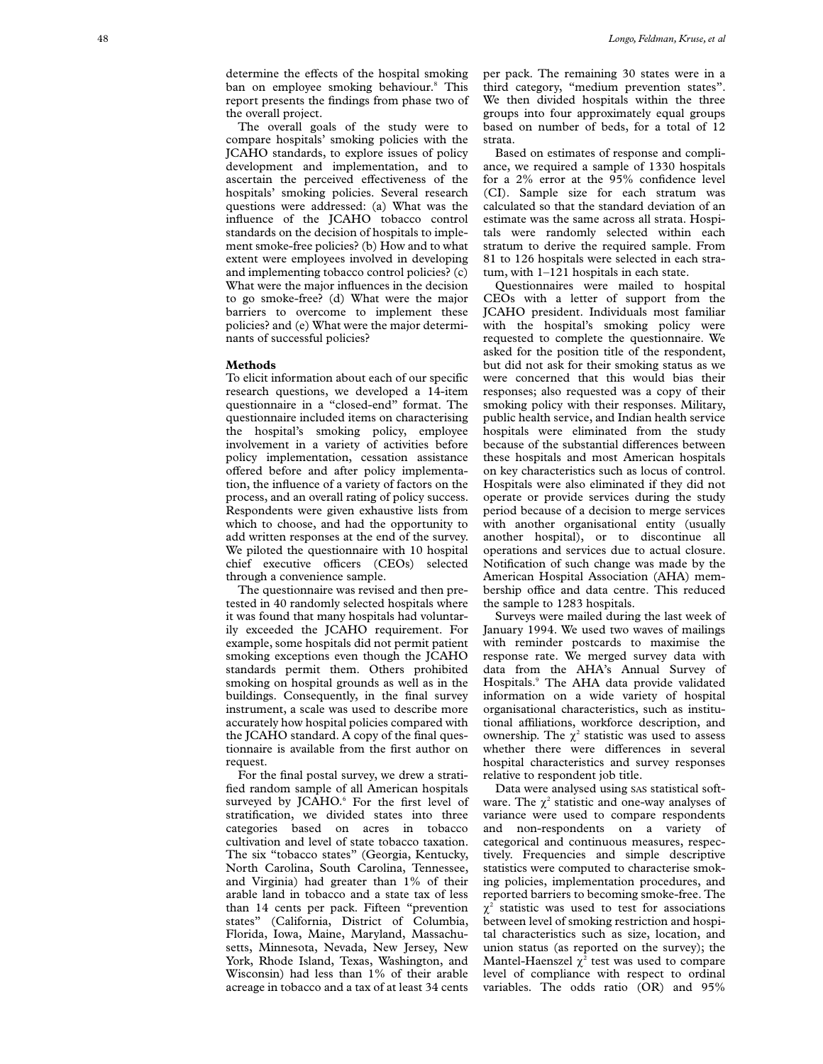determine the effects of the hospital smoking ban on employee smoking behaviour.[8] This report presents the findings from phase two of the overall project.

The overall goals of the study were to compare hospitals' smoking policies with the JCAHO standards, to explore issues of policy development and implementation, and to ascertain the perceived effectiveness of the hospitals' smoking policies. Several research questions were addressed: (a) What was the influence of the JCAHO tobacco control standards on the decision of hospitals to implement smoke-free policies? (b) How and to what extent were employees involved in developing and implementing tobacco control policies? (c) What were the major influences in the decision to go smoke-free? (d) What were the major barriers to overcome to implement these policies? and (e) What were the major determinants of successful policies?

## Methods

To elicit information about each of our specific research questions, we developed a 14-item questionnaire in a "closed-end" format. The questionnaire included items on characterising the hospital's smoking policy, employee involvement in a variety of activities before policy implementation, cessation assistance offered before and after policy implementation, the influence of a variety of factors on the process, and an overall rating of policy success. Respondents were given exhaustive lists from which to choose, and had the opportunity to add written responses at the end of the survey. We piloted the questionnaire with 10 hospital chief executive officers (CEOs) selected through a convenience sample.

The questionnaire was revised and then pretested in 40 randomly selected hospitals where it was found that many hospitals had voluntarily exceeded the JCAHO requirement. For example, some hospitals did not permit patient smoking exceptions even though the JCAHO standards permit them. Others prohibited smoking on hospital grounds as well as in the buildings. Consequently, in the final survey instrument, a scale was used to describe more accurately how hospital policies compared with the JCAHO standard. A copy of the final questionnaire is available from the first author on request.

For the final postal survey, we drew a stratified random sample of all American hospitals surveyed by JCAHO.[6] For the first level of stratification, we divided states into three categories based on acres in tobacco cultivation and level of state tobacco taxation. The six "tobacco states" (Georgia, Kentucky, North Carolina, South Carolina, Tennessee, and Virginia) had greater than 1% of their arable land in tobacco and a state tax of less than 14 cents per pack. Fifteen "prevention states" (California, District of Columbia, Florida, Iowa, Maine, Maryland, Massachusetts, Minnesota, Nevada, New Jersey, New York, Rhode Island, Texas, Washington, and Wisconsin) had less than 1% of their arable acreage in tobacco and a tax of at least 34 cents per pack. The remaining 30 states were in a third category, "medium prevention states". We then divided hospitals within the three groups into four approximately equal groups based on number of beds, for a total of 12 strata.

Based on estimates of response and compliance, we required a sample of 1330 hospitals for a 2% error at the 95% confidence level (CI). Sample size for each stratum was calculated so that the standard deviation of an estimate was the same across all strata. Hospitals were randomly selected within each stratum to derive the required sample. From 81 to 126 hospitals were selected in each stratum, with 1–121 hospitals in each state.

Questionnaires were mailed to hospital CEOs with a letter of support from the JCAHO president. Individuals most familiar with the hospital's smoking policy were requested to complete the questionnaire. We asked for the position title of the respondent, but did not ask for their smoking status as we were concerned that this would bias their responses; also requested was a copy of their smoking policy with their responses. Military, public health service, and Indian health service hospitals were eliminated from the study because of the substantial differences between these hospitals and most American hospitals on key characteristics such as locus of control. Hospitals were also eliminated if they did not operate or provide services during the study period because of a decision to merge services with another organisational entity (usually another hospital), or to discontinue all operations and services due to actual closure. Notification of such change was made by the American Hospital Association (AHA) membership office and data centre. This reduced the sample to 1283 hospitals.

Surveys were mailed during the last week of January 1994. We used two waves of mailings with reminder postcards to maximise the response rate. We merged survey data with data from the AHA's Annual Survey of Hospitals.[9] The AHA data provide validated information on a wide variety of hospital organisational characteristics, such as institutional affiliations, workforce description, and ownership. The $\chi^2$ statistic was used to assess whether there were differences in several hospital characteristics and survey responses relative to respondent job title.

Data were analysed using SAS statistical software. The $\chi^2$ statistic and one-way analyses of variance were used to compare respondents and non-respondents on a variety of categorical and continuous measures, respectively. Frequencies and simple descriptive statistics were computed to characterise smoking policies, implementation procedures, and reported barriers to becoming smoke-free. The $\chi^2$ statistic was used to test for associations between level of smoking restriction and hospital characteristics such as size, location, and union status (as reported on the survey); the Mantel-Haenszel $\chi^2$ test was used to compare level of compliance with respect to ordinal variables. The odds ratio (OR) and 95%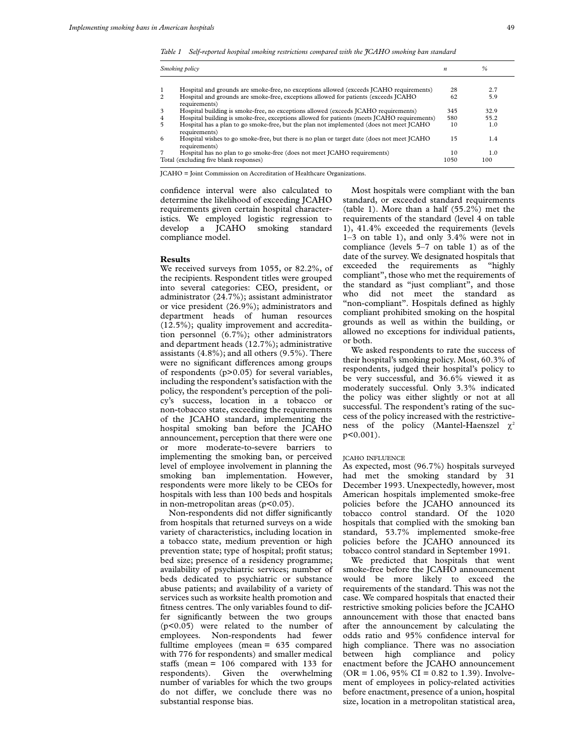*Table 1 Self-reported hospital smoking restrictions compared with the JCAHO smoking ban standard*

| | Smoking policy | n | % |
|---|---|---|---|
| 1 | Hospital and grounds are smoke-free, no exceptions allowed (exceeds JCAHO requirements) | 28 | 2.7 |
| 2 | Hospital and grounds are smoke-free, exceptions allowed for patients (exceeds JCAHO requirements) | 62 | 5.9 |
| 3 | Hospital building is smoke-free, no exceptions allowed (exceeds JCAHO requirements) | 345 | 32.9 |
| 4 | Hospital building is smoke-free, exceptions allowed for patients (meets JCAHO requirements) | 580 | 55.2 |
| 5 | Hospital has a plan to go smoke-free, but the plan not implemented (does not meet JCAHO requirements) | 10 | 1.0 |
| 6 | Hospital wishes to go smoke-free, but there is no plan or target date (does not meet JCAHO requirements) | 15 | 1.4 |
| 7 | Hospital has no plan to go smoke-free (does not meet JCAHO requirements) | 10 | 1.0 |
| | Total (excluding five blank responses) | 1050 | 100 |

JCAHO = Joint Commission on Accreditation of Healthcare Organizations.

confidence interval were also calculated to determine the likelihood of exceeding JCAHO requirements given certain hospital characteristics. We employed logistic regression to develop a JCAHO smoking standard compliance model.

## Results

We received surveys from 1055, or 82.2%, of the recipients. Respondent titles were grouped into several categories: CEO, president, or administrator (24.7%); assistant administrator or vice president (26.9%); administrators and department heads of human resources (12.5%); quality improvement and accreditation personnel (6.7%); other administrators and department heads (12.7%); administrative assistants (4.8%); and all others (9.5%). There were no significant differences among groups of respondents ($p>0.05$) for several variables, including the respondent's satisfaction with the policy, the respondent's perception of the policy's success, location in a tobacco or non-tobacco state, exceeding the requirements of the JCAHO standard, implementing the hospital smoking ban before the JCAHO announcement, perception that there were one or more moderate-to-severe barriers to implementing the smoking ban, or perceived level of employee involvement in planning the smoking ban implementation. However, respondents were more likely to be CEOs for hospitals with less than 100 beds and hospitals in non-metropolitan areas ($p<0.05$).

Non-respondents did not differ significantly from hospitals that returned surveys on a wide variety of characteristics, including location in a tobacco state, medium prevention or high prevention state; type of hospital; profit status; bed size; presence of a residency programme; availability of psychiatric services; number of beds dedicated to psychiatric or substance abuse patients; and availability of a variety of services such as worksite health promotion and fitness centres. The only variables found to differ significantly between the two groups ($p<0.05$) were related to the number of employees. Non-respondents had fewer fulltime employees (mean = 635 compared with 776 for respondents) and smaller medical staffs (mean = 106 compared with 133 for respondents). Given the overwhelming number of variables for which the two groups do not differ, we conclude there was no substantial response bias.

Most hospitals were compliant with the ban standard, or exceeded standard requirements (table 1). More than a half (55.2%) met the requirements of the standard (level 4 on table 1), 41.4% exceeded the requirements (levels 1–3 on table 1), and only 3.4% were not in compliance (levels 5–7 on table 1) as of the date of the survey. We designated hospitals that exceeded the requirements as "highly compliant", those who met the requirements of the standard as "just compliant", and those who did not meet the standard as "non-compliant". Hospitals defined as highly compliant prohibited smoking on the hospital grounds as well as within the building, or allowed no exceptions for individual patients, or both.

We asked respondents to rate the success of their hospital's smoking policy. Most, 60.3% of respondents, judged their hospital's policy to be very successful, and 36.6% viewed it as moderately successful. Only 3.3% indicated the policy was either slightly or not at all successful. The respondent's rating of the success of the policy increased with the restrictiveness of the policy (Mantel-Haenszel $\chi^2$ $p<0.001$).

### JCAHO INFLUENCE

As expected, most (96.7%) hospitals surveyed had met the smoking standard by 31 December 1993. Unexpectedly, however, most American hospitals implemented smoke-free policies before the JCAHO announced its tobacco control standard. Of the 1020 hospitals that complied with the smoking ban standard, 53.7% implemented smoke-free policies before the JCAHO announced its tobacco control standard in September 1991.

We predicted that hospitals that went smoke-free before the JCAHO announcement would be more likely to exceed the requirements of the standard. This was not the case. We compared hospitals that enacted their restrictive smoking policies before the JCAHO announcement with those that enacted bans after the announcement by calculating the odds ratio and 95% confidence interval for high compliance. There was no association between high compliance and policy enactment before the JCAHO announcement (OR = 1.06, 95% CI = 0.82 to 1.39). Involvement of employees in policy-related activities before enactment, presence of a union, hospital size, location in a metropolitan statistical area,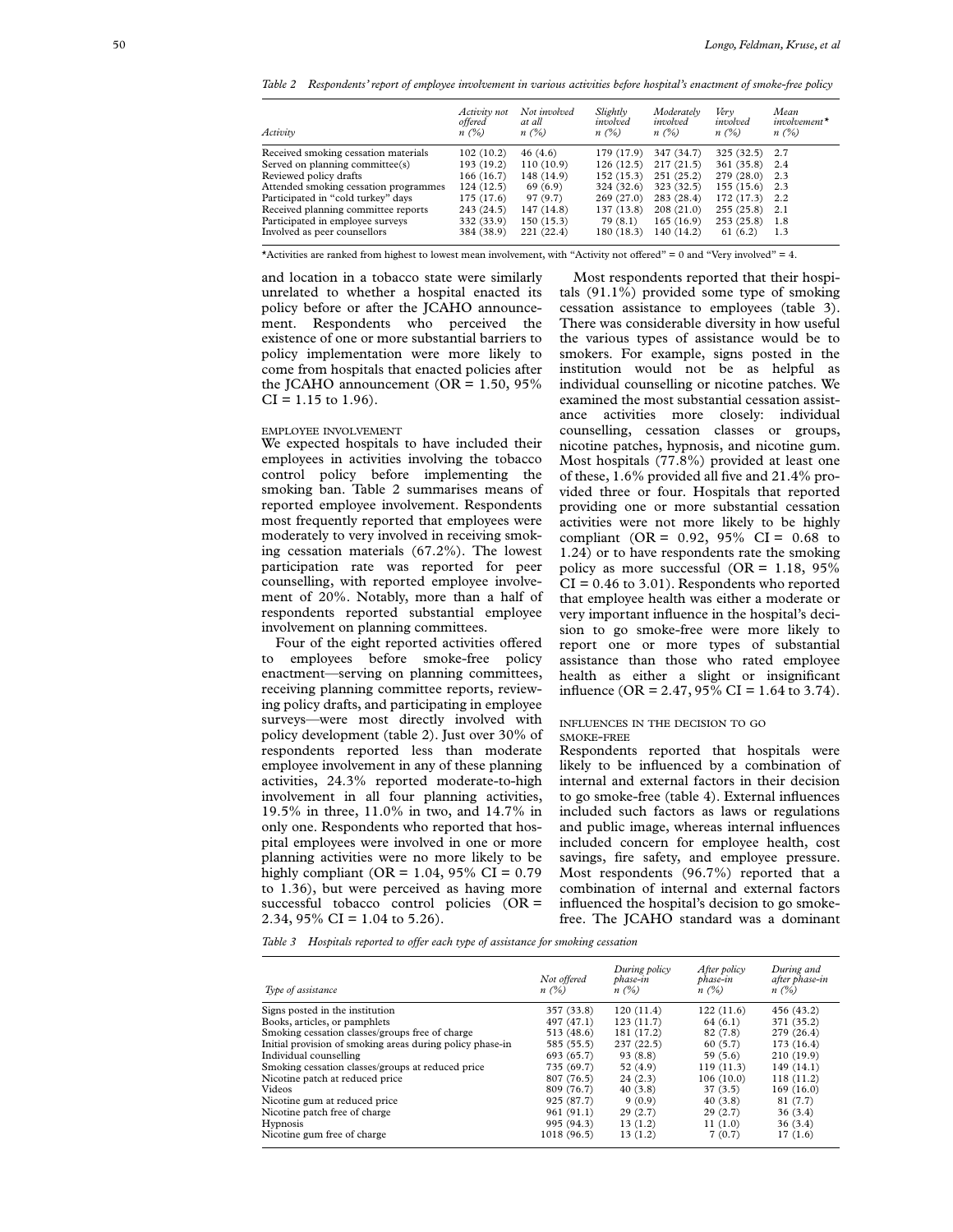*Table 2 Respondents' report of employee involvement in various activities before hospital's enactment of smoke-free policy*

| Activity | Activity not offered n (%) | Not involved at all n (%) | Slightly involved n (%) | Moderately involved n (%) | Very involved n (%) | Mean involvement* n (%) |
|---|---|---|---|---|---|---|
| Received smoking cessation materials | 102 (10.2) | 46 (4.6) | 179 (17.9) | 347 (34.7) | 325 (32.5) | 2.7 |
| Served on planning committee(s) | 193 (19.2) | 110 (10.9) | 126 (12.5) | 217 (21.5) | 361 (35.8) | 2.4 |
| Reviewed policy drafts | 166 (16.7) | 148 (14.9) | 152 (15.3) | 251 (25.2) | 279 (28.0) | 2.3 |
| Attended smoking cessation programmes | 124 (12.5) | 69 (6.9) | 324 (32.6) | 323 (32.5) | 155 (15.6) | 2.3 |
| Participated in "cold turkey" days | 175 (17.6) | 97 (9.7) | 269 (27.0) | 283 (28.4) | 172 (17.3) | 2.2 |
| Received planning committee reports | 243 (24.5) | 147 (14.8) | 137 (13.8) | 208 (21.0) | 255 (25.8) | 2.1 |
| Participated in employee surveys | 332 (33.9) | 150 (15.3) | 79 (8.1) | 165 (16.9) | 253 (25.8) | 1.8 |
| Involved as peer counsellors | 384 (38.9) | 221 (22.4) | 180 (18.3) | 140 (14.2) | 61 (6.2) | 1.3 |

*Activities are ranked from highest to lowest mean involvement, with "Activity not offered" = 0 and "Very involved" = 4.

and location in a tobacco state were similarly unrelated to whether a hospital enacted its policy before or after the JCAHO announcement. Respondents who perceived the existence of one or more substantial barriers to policy implementation were more likely to come from hospitals that enacted policies after the JCAHO announcement (OR = 1.50, 95% CI = 1.15 to 1.96).

### EMPLOYEE INVOLVEMENT

We expected hospitals to have included their employees in activities involving the tobacco control policy before implementing the smoking ban. Table 2 summarises means of reported employee involvement. Respondents most frequently reported that employees were moderately to very involved in receiving smoking cessation materials (67.2%). The lowest participation rate was reported for peer counselling, with reported employee involvement of 20%. Notably, more than a half of respondents reported substantial employee involvement on planning committees.

Four of the eight reported activities offered to employees before smoke-free policy enactment—serving on planning committees, receiving planning committee reports, reviewing policy drafts, and participating in employee surveys—were most directly involved with policy development (table 2). Just over 30% of respondents reported less than moderate employee involvement in any of these planning activities, 24.3% reported moderate-to-high involvement in all four planning activities, 19.5% in three, 11.0% in two, and 14.7% in only one. Respondents who reported that hospital employees were involved in one or more planning activities were no more likely to be highly compliant (OR = 1.04, 95% CI = 0.79 to 1.36), but were perceived as having more successful tobacco control policies (OR = 2.34, 95% CI = 1.04 to 5.26).

Most respondents reported that their hospitals (91.1%) provided some type of smoking cessation assistance to employees (table 3). There was considerable diversity in how useful the various types of assistance would be to smokers. For example, signs posted in the institution would not be as helpful as individual counselling or nicotine patches. We examined the most substantial cessation assistance activities more closely: individual counselling, cessation classes or groups, nicotine patches, hypnosis, and nicotine gum. Most hospitals (77.8%) provided at least one of these, 1.6% provided all five and 21.4% provided three or four. Hospitals that reported providing one or more substantial cessation activities were not more likely to be highly compliant (OR = 0.92, 95% CI = 0.68 to 1.24) or to have respondents rate the smoking policy as more successful (OR = 1.18, 95% CI = 0.46 to 3.01). Respondents who reported that employee health was either a moderate or very important influence in the hospital's decision to go smoke-free were more likely to report one or more types of substantial assistance than those who rated employee health as either a slight or insignificant influence (OR = 2.47, 95% CI = 1.64 to 3.74).

### INFLUENCES IN THE DECISION TO GO SMOKE-FREE

Respondents reported that hospitals were likely to be influenced by a combination of internal and external factors in their decision to go smoke-free (table 4). External influences included such factors as laws or regulations and public image, whereas internal influences included concern for employee health, cost savings, fire safety, and employee pressure. Most respondents (96.7%) reported that a combination of internal and external factors influenced the hospital's decision to go smoke-free. The JCAHO standard was a dominant

*Table 3 Hospitals reported to offer each type of assistance for smoking cessation*

| Type of assistance | Not offered n (%) | During policy phase-in n (%) | After policy phase-in n (%) | During and after phase-in n (%) |
|---|---|---|---|---|
| Signs posted in the institution | 357 (33.8) | 120 (11.4) | 122 (11.6) | 456 (43.2) |
| Books, articles, or pamphlets | 497 (47.1) | 123 (11.7) | 64 (6.1) | 371 (35.2) |
| Smoking cessation classes/groups free of charge | 513 (48.6) | 181 (17.2) | 82 (7.8) | 279 (26.4) |
| Initial provision of smoking areas during policy phase-in | 585 (55.5) | 237 (22.5) | 60 (5.7) | 173 (16.4) |
| Individual counselling | 693 (65.7) | 93 (8.8) | 59 (5.6) | 210 (19.9) |
| Smoking cessation classes/groups at reduced price | 735 (69.7) | 52 (4.9) | 119 (11.3) | 149 (14.1) |
| Nicotine patch at reduced price | 807 (76.5) | 24 (2.3) | 106 (10.0) | 118 (11.2) |
| Videos | 809 (76.7) | 40 (3.8) | 37 (3.5) | 169 (16.0) |
| Nicotine gum at reduced price | 925 (87.7) | 9 (0.9) | 40 (3.8) | 81 (7.7) |
| Nicotine patch free of charge | 961 (91.1) | 29 (2.7) | 29 (2.7) | 36 (3.4) |
| Hypnosis | 995 (94.3) | 13 (1.2) | 11 (1.0) | 36 (3.4) |
| Nicotine gum free of charge | 1018 (96.5) | 13 (1.2) | 7 (0.7) | 17 (1.6) |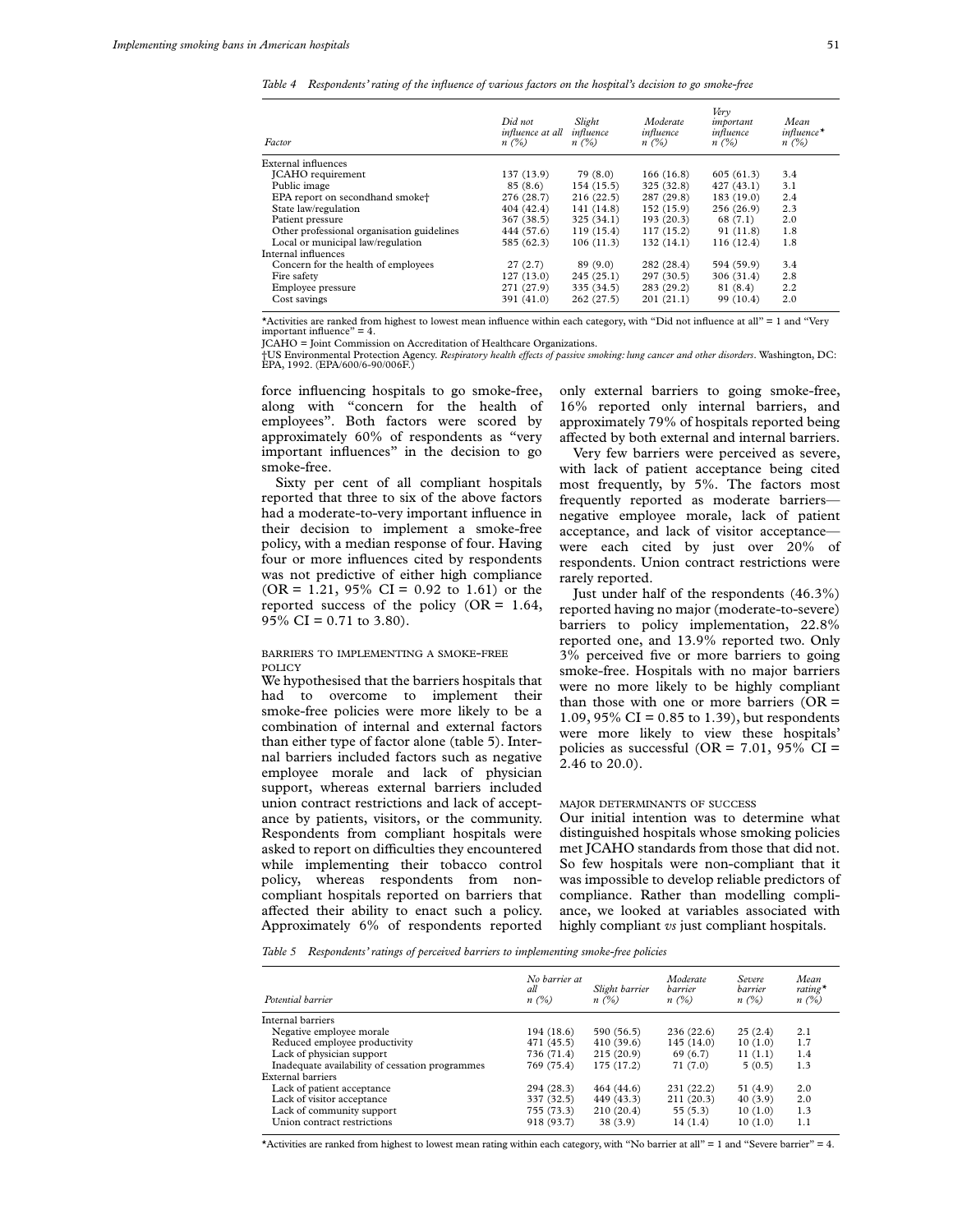*Table 4 Respondents' rating of the influence of various factors on the hospital's decision to go smoke-free*

| Factor | Did not influence at all n (%) | Slight influence n (%) | Moderate influence n (%) | Very important influence n (%) | Mean influence* n (%) |
|---|---|---|---|---|---|
| External influences | | | | | |
| JCAHO requirement | 137 (13.9) | 79 (8.0) | 166 (16.8) | 605 (61.3) | 3.4 |
| Public image | 85 (8.6) | 154 (15.5) | 325 (32.8) | 427 (43.1) | 3.1 |
| EPA report on secondhand smoke† | 276 (28.7) | 216 (22.5) | 287 (29.8) | 183 (19.0) | 2.4 |
| State law/regulation | 404 (42.4) | 141 (14.8) | 152 (15.9) | 256 (26.9) | 2.3 |
| Patient pressure | 367 (38.5) | 325 (34.1) | 193 (20.3) | 68 (7.1) | 2.0 |
| Other professional organisation guidelines | 444 (57.6) | 119 (15.4) | 117 (15.2) | 91 (11.8) | 1.8 |
| Local or municipal law/regulation | 585 (62.3) | 106 (11.3) | 132 (14.1) | 116 (12.4) | 1.8 |
| Internal influences | | | | | |
| Concern for the health of employees | 27 (2.7) | 89 (9.0) | 282 (28.4) | 594 (59.9) | 3.4 |
| Fire safety | 127 (13.0) | 245 (25.1) | 297 (30.5) | 306 (31.4) | 2.8 |
| Employee pressure | 271 (27.9) | 335 (34.5) | 283 (29.2) | 81 (8.4) | 2.2 |
| Cost savings | 391 (41.0) | 262 (27.5) | 201 (21.1) | 99 (10.4) | 2.0 |

*Activities are ranked from highest to lowest mean influence within each category, with "Did not influence at all" = 1 and "Very important influence" = 4.

JCAHO = Joint Commission on Accreditation of Healthcare Organizations.

†US Environmental Protection Agency. *Respiratory health effects of passive smoking: lung cancer and other disorders*. Washington, DC: EPA, 1992. (EPA/600/6-90/006F.)

force influencing hospitals to go smoke-free, along with "concern for the health of employees". Both factors were scored by approximately 60% of respondents as "very important influences" in the decision to go smoke-free.

Sixty per cent of all compliant hospitals reported that three to six of the above factors had a moderate-to-very important influence in their decision to implement a smoke-free policy, with a median response of four. Having four or more influences cited by respondents was not predictive of either high compliance (OR = 1.21, 95% CI = 0.92 to 1.61) or the reported success of the policy (OR = 1.64, 95% CI = 0.71 to 3.80).

### BARRIERS TO IMPLEMENTING A SMOKE-FREE POLICY

We hypothesised that the barriers hospitals that had to overcome to implement their smoke-free policies were more likely to be a combination of internal and external factors than either type of factor alone (table 5). Internal barriers included factors such as negative employee morale and lack of physician support, whereas external barriers included union contract restrictions and lack of acceptance by patients, visitors, or the community. Respondents from compliant hospitals were asked to report on difficulties they encountered while implementing their tobacco control policy, whereas respondents from non-compliant hospitals reported on barriers that affected their ability to enact such a policy. Approximately 6% of respondents reported only external barriers to going smoke-free, 16% reported only internal barriers, and approximately 79% of hospitals reported being affected by both external and internal barriers.

Very few barriers were perceived as severe, with lack of patient acceptance being cited most frequently, by 5%. The factors most frequently reported as moderate barriers—negative employee morale, lack of patient acceptance, and lack of visitor acceptance—were each cited by just over 20% of respondents. Union contract restrictions were rarely reported.

Just under half of the respondents (46.3%) reported having no major (moderate-to-severe) barriers to policy implementation, 22.8% reported one, and 13.9% reported two. Only 3% perceived five or more barriers to going smoke-free. Hospitals with no major barriers were no more likely to be highly compliant than those with one or more barriers (OR = 1.09, 95% CI = 0.85 to 1.39), but respondents were more likely to view these hospitals' policies as successful (OR = 7.01, 95% CI = 2.46 to 20.0).

### MAJOR DETERMINANTS OF SUCCESS

Our initial intention was to determine what distinguished hospitals whose smoking policies met JCAHO standards from those that did not. So few hospitals were non-compliant that it was impossible to develop reliable predictors of compliance. Rather than modelling compliance, we looked at variables associated with highly compliant *vs* just compliant hospitals.

*Table 5 Respondents' ratings of perceived barriers to implementing smoke-free policies*

| Potential barrier | No barrier at all n (%) | Slight barrier n (%) | Moderate barrier n (%) | Severe barrier n (%) | Mean rating* n (%) |
|---|---|---|---|---|---|
| Internal barriers | | | | | |
| Negative employee morale | 194 (18.6) | 590 (56.5) | 236 (22.6) | 25 (2.4) | 2.1 |
| Reduced employee productivity | 471 (45.5) | 410 (39.6) | 145 (14.0) | 10 (1.0) | 1.7 |
| Lack of physician support | 736 (71.4) | 215 (20.9) | 69 (6.7) | 11 (1.1) | 1.4 |
| Inadequate availability of cessation programmes | 769 (75.4) | 175 (17.2) | 71 (7.0) | 5 (0.5) | 1.3 |
| External barriers | | | | | |
| Lack of patient acceptance | 294 (28.3) | 464 (44.6) | 231 (22.2) | 51 (4.9) | 2.0 |
| Lack of visitor acceptance | 337 (32.5) | 449 (43.3) | 211 (20.3) | 40 (3.9) | 2.0 |
| Lack of community support | 755 (73.3) | 210 (20.4) | 55 (5.3) | 10 (1.0) | 1.3 |
| Union contract restrictions | 918 (93.7) | 38 (3.9) | 14 (1.4) | 10 (1.0) | 1.1 |

*Activities are ranked from highest to lowest mean rating within each category, with "No barrier at all" = 1 and "Severe barrier" = 4.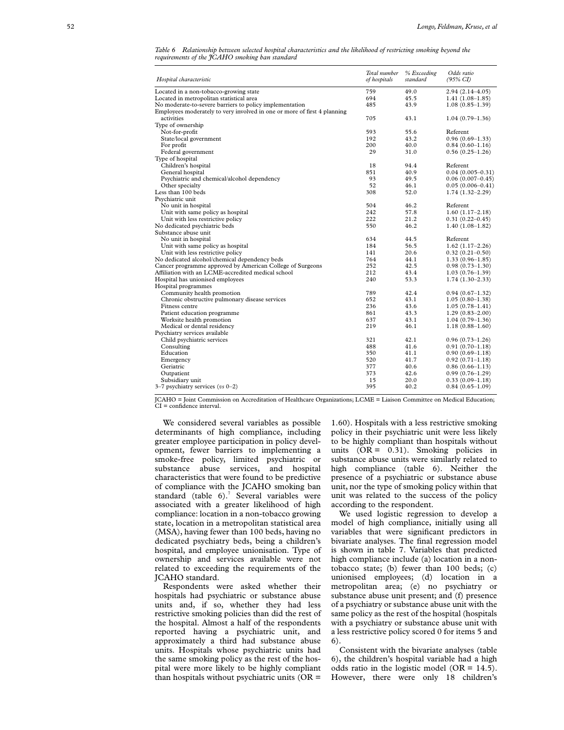*Table 6 Relationship between selected hospital characteristics and the likelihood of restricting smoking beyond the requirements of the JCAHO smoking ban standard*

| Hospital characteristic | Total number of hospitals | % Exceeding standard | Odds ratio (95% CI) |
|---|---|---|---|
| Located in a non-tobacco-growing state | 759 | 49.0 | 2.94 (2.14–4.05) |
| Located in metropolitan statistical area | 694 | 45.5 | 1.41 (1.08–1.85) |
| No moderate-to-severe barriers to policy implementation | 485 | 43.9 | 1.08 (0.85–1.39) |
| Employees moderately to very involved in one or more of first 4 planning activities | 705 | 43.1 | 1.04 (0.79–1.36) |
| Type of ownership | | | |
| Not-for-profit | 593 | 55.6 | Referent |
| State/local government | 192 | 43.2 | 0.96 (0.69–1.33) |
| For profit | 200 | 40.0 | 0.84 (0.60–1.16) |
| Federal government | 29 | 31.0 | 0.56 (0.25–1.26) |
| Type of hospital | | | |
| Children's hospital | 18 | 94.4 | Referent |
| General hospital | 851 | 40.9 | 0.04 (0.005–0.31) |
| Psychiatric and chemical/alcohol dependency | 93 | 49.5 | 0.06 (0.007–0.45) |
| Other specialty | 52 | 46.1 | 0.05 (0.006–0.41) |
| Less than 100 beds | 308 | 52.0 | 1.74 (1.32–2.29) |
| Psychiatric unit | | | |
| No unit in hospital | 504 | 46.2 | Referent |
| Unit with same policy as hospital | 242 | 57.8 | 1.60 (1.17–2.18) |
| Unit with less restrictive policy | 222 | 21.2 | 0.31 (0.22–0.45) |
| No dedicated psychiatric beds | 550 | 46.2 | 1.40 (1.08–1.82) |
| Substance abuse unit | | | |
| No unit in hospital | 634 | 44.5 | Referent |
| Unit with same policy as hospital | 184 | 56.5 | 1.62 (1.17–2.26) |
| Unit with less restrictive policy | 141 | 20.6 | 0.32 (0.21–0.50) |
| No dedicated alcohol/chemical dependency beds | 764 | 44.1 | 1.33 (0.96–1.85) |
| Cancer programme approved by American College of Surgeons | 252 | 42.5 | 0.98 (0.73–1.30) |
| Affiliation with an LCME-accredited medical school | 212 | 43.4 | 1.03 (0.76–1.39) |
| Hospital has unionised employees | 240 | 53.3 | 1.74 (1.30–2.33) |
| Hospital programmes | | | |
| Community health promotion | 789 | 42.4 | 0.94 (0.67–1.32) |
| Chronic obstructive pulmonary disease services | 652 | 43.1 | 1.05 (0.80–1.38) |
| Fitness centre | 236 | 43.6 | 1.05 (0.78–1.41) |
| Patient education programme | 861 | 43.3 | 1.29 (0.83–2.00) |
| Worksite health promotion | 637 | 43.1 | 1.04 (0.79–1.36) |
| Medical or dental residency | 219 | 46.1 | 1.18 (0.88–1.60) |
| Psychiatry services available | | | |
| Child psychiatric services | 321 | 42.1 | 0.96 (0.73–1.26) |
| Consulting | 488 | 41.6 | 0.91 (0.70–1.18) |
| Education | 350 | 41.1 | 0.90 (0.69–1.18) |
| Emergency | 520 | 41.7 | 0.92 (0.71–1.18) |
| Geriatric | 377 | 40.6 | 0.86 (0.66–1.13) |
| Outpatient | 373 | 42.6 | 0.99 (0.76–1.29) |
| Subsidiary unit | 15 | 20.0 | 0.33 (0.09–1.18) |
| 3–7 psychiatry services (*vs* 0–2) | 395 | 40.2 | 0.84 (0.65–1.09) |

JCAHO = Joint Commission on Accreditation of Healthcare Organizations; LCME = Liaison Committee on Medical Education; CI = confidence interval.

We considered several variables as possible determinants of high compliance, including greater employee participation in policy development, fewer barriers to implementing a smoke-free policy, limited psychiatric or substance abuse services, and hospital characteristics that were found to be predictive of compliance with the JCAHO smoking ban standard (table 6).[7] Several variables were associated with a greater likelihood of high compliance: location in a non-tobacco growing state, location in a metropolitan statistical area (MSA), having fewer than 100 beds, having no dedicated psychiatry beds, being a children's hospital, and employee unionisation. Type of ownership and services available were not related to exceeding the requirements of the JCAHO standard.

Respondents were asked whether their hospitals had psychiatric or substance abuse units and, if so, whether they had less restrictive smoking policies than did the rest of the hospital. Almost a half of the respondents reported having a psychiatric unit, and approximately a third had substance abuse units. Hospitals whose psychiatric units had the same smoking policy as the rest of the hospital were more likely to be highly compliant than hospitals without psychiatric units (OR = 1.60). Hospitals with a less restrictive smoking policy in their psychiatric unit were less likely to be highly compliant than hospitals without units (OR = 0.31). Smoking policies in substance abuse units were similarly related to high compliance (table 6). Neither the presence of a psychiatric or substance abuse unit, nor the type of smoking policy within that unit was related to the success of the policy according to the respondent.

We used logistic regression to develop a model of high compliance, initially using all variables that were significant predictors in bivariate analyses. The final regression model is shown in table 7. Variables that predicted high compliance include (a) location in a non-tobacco state; (b) fewer than 100 beds; (c) unionised employees; (d) location in a metropolitan area; (e) no psychiatry or substance abuse unit present; and (f) presence of a psychiatry or substance abuse unit with the same policy as the rest of the hospital (hospitals with a psychiatry or substance abuse unit with a less restrictive policy scored 0 for items 5 and 6).

Consistent with the bivariate analyses (table 6), the children's hospital variable had a high odds ratio in the logistic model (OR = 14.5). However, there were only 18 children's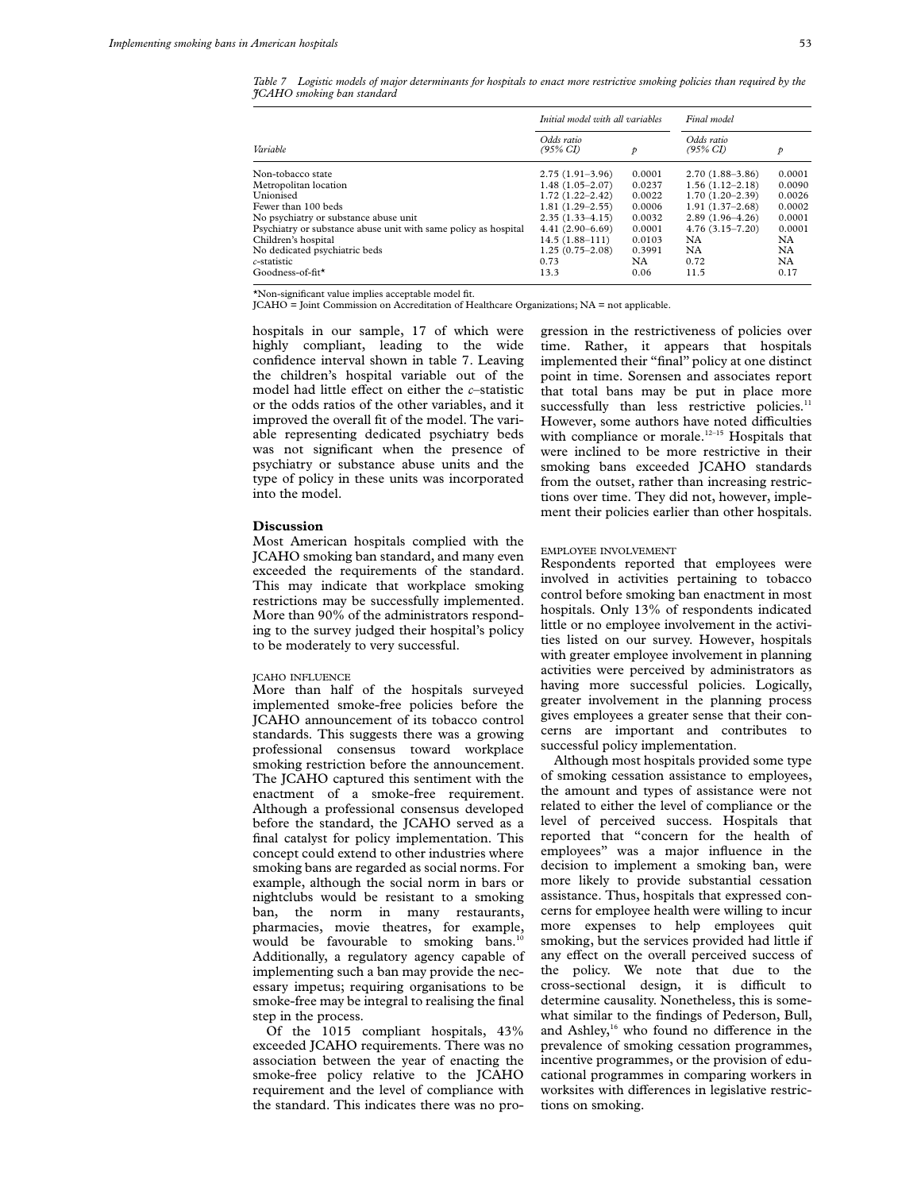*Table 7 Logistic models of major determinants for hospitals to enact more restrictive smoking policies than required by the JCAHO smoking ban standard*

| Variable | Initial model with all variables | | Final model | |
|---|---|---|---|---|
| | Odds ratio (95% CI) | p | Odds ratio (95% CI) | p |
| Non-tobacco state | 2.75 (1.91–3.96) | 0.0001 | 2.70 (1.88–3.86) | 0.0001 |
| Metropolitan location | 1.48 (1.05–2.07) | 0.0237 | 1.56 (1.12–2.18) | 0.0090 |
| Unionised | 1.72 (1.22–2.42) | 0.0022 | 1.70 (1.20–2.39) | 0.0026 |
| Fewer than 100 beds | 1.81 (1.29–2.55) | 0.0006 | 1.91 (1.37–2.68) | 0.0002 |
| No psychiatry or substance abuse unit | 2.35 (1.33–4.15) | 0.0032 | 2.89 (1.96–4.26) | 0.0001 |
| Psychiatry or substance abuse unit with same policy as hospital | 4.41 (2.90–6.69) | 0.0001 | 4.76 (3.15–7.20) | 0.0001 |
| Children's hospital | 14.5 (1.88–111) | 0.0103 | NA | NA |
| No dedicated psychiatric beds | 1.25 (0.75–2.08) | 0.3991 | NA | NA |
| c-statistic | 0.73 | NA | 0.72 | NA |
| Goodness-of-fit* | 13.3 | 0.06 | 11.5 | 0.17 |

*Non-significant value implies acceptable model fit.
JCAHO = Joint Commission on Accreditation of Healthcare Organizations; NA = not applicable.

hospitals in our sample, 17 of which were highly compliant, leading to the wide confidence interval shown in table 7. Leaving the children's hospital variable out of the model had little effect on either the *c*–statistic or the odds ratios of the other variables, and it improved the overall fit of the model. The variable representing dedicated psychiatry beds was not significant when the presence of psychiatry or substance abuse units and the type of policy in these units was incorporated into the model.

## Discussion

Most American hospitals complied with the JCAHO smoking ban standard, and many even exceeded the requirements of the standard. This may indicate that workplace smoking restrictions may be successfully implemented. More than 90% of the administrators responding to the survey judged their hospital's policy to be moderately to very successful.

### JCAHO INFLUENCE

More than half of the hospitals surveyed implemented smoke-free policies before the JCAHO announcement of its tobacco control standards. This suggests there was a growing professional consensus toward workplace smoking restriction before the announcement. The JCAHO captured this sentiment with the enactment of a smoke-free requirement. Although a professional consensus developed before the standard, the JCAHO served as a final catalyst for policy implementation. This concept could extend to other industries where smoking bans are regarded as social norms. For example, although the social norm in bars or nightclubs would be resistant to a smoking ban, the norm in many restaurants, pharmacies, movie theatres, for example, would be favourable to smoking bans.[10] Additionally, a regulatory agency capable of implementing such a ban may provide the necessary impetus; requiring organisations to be smoke-free may be integral to realising the final step in the process.

Of the 1015 compliant hospitals, 43% exceeded JCAHO requirements. There was no association between the year of enacting the smoke-free policy relative to the JCAHO requirement and the level of compliance with the standard. This indicates there was no progression in the restrictiveness of policies over time. Rather, it appears that hospitals implemented their "final" policy at one distinct point in time. Sorensen and associates report that total bans may be put in place more successfully than less restrictive policies.[11] However, some authors have noted difficulties with compliance or morale.[12–15] Hospitals that were inclined to be more restrictive in their smoking bans exceeded JCAHO standards from the outset, rather than increasing restrictions over time. They did not, however, implement their policies earlier than other hospitals.

### EMPLOYEE INVOLVEMENT

Respondents reported that employees were involved in activities pertaining to tobacco control before smoking ban enactment in most hospitals. Only 13% of respondents indicated little or no employee involvement in the activities listed on our survey. However, hospitals with greater employee involvement in planning activities were perceived by administrators as having more successful policies. Logically, greater involvement in the planning process gives employees a greater sense that their concerns are important and contributes to successful policy implementation.

Although most hospitals provided some type of smoking cessation assistance to employees, the amount and types of assistance were not related to either the level of compliance or the level of perceived success. Hospitals that reported that "concern for the health of employees" was a major influence in the decision to implement a smoking ban, were more likely to provide substantial cessation assistance. Thus, hospitals that expressed concerns for employee health were willing to incur more expenses to help employees quit smoking, but the services provided had little if any effect on the overall perceived success of the policy. We note that due to the cross-sectional design, it is difficult to determine causality. Nonetheless, this is somewhat similar to the findings of Pederson, Bull, and Ashley,[16] who found no difference in the prevalence of smoking cessation programmes, incentive programmes, or the provision of educational programmes in comparing workers in worksites with differences in legislative restrictions on smoking.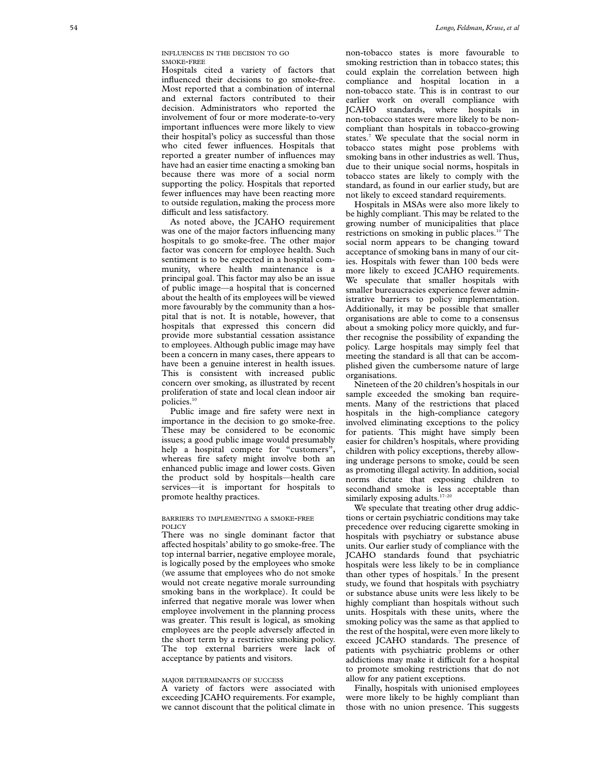### Influences in the decision to go smoke-free

Hospitals cited a variety of factors that influenced their decisions to go smoke-free. Most reported that a combination of internal and external factors contributed to their decision. Administrators who reported the involvement of four or more moderate-to-very important influences were more likely to view their hospital's policy as successful than those who cited fewer influences. Hospitals that reported a greater number of influences may have had an easier time enacting a smoking ban because there was more of a social norm supporting the policy. Hospitals that reported fewer influences may have been reacting more to outside regulation, making the process more difficult and less satisfactory.

As noted above, the JCAHO requirement was one of the major factors influencing many hospitals to go smoke-free. The other major factor was concern for employee health. Such sentiment is to be expected in a hospital community, where health maintenance is a principal goal. This factor may also be an issue of public image—a hospital that is concerned about the health of its employees will be viewed more favourably by the community than a hospital that is not. It is notable, however, that hospitals that expressed this concern did provide more substantial cessation assistance to employees. Although public image may have been a concern in many cases, there appears to have been a genuine interest in health issues. This is consistent with increased public concern over smoking, as illustrated by recent proliferation of state and local clean indoor air policies.[10]

Public image and fire safety were next in importance in the decision to go smoke-free. These may be considered to be economic issues; a good public image would presumably help a hospital compete for "customers", whereas fire safety might involve both an enhanced public image and lower costs. Given the product sold by hospitals—health care services—it is important for hospitals to promote healthy practices.

### Barriers to implementing a smoke-free policy

There was no single dominant factor that affected hospitals' ability to go smoke-free. The top internal barrier, negative employee morale, is logically posed by the employees who smoke (we assume that employees who do not smoke would not create negative morale surrounding smoking bans in the workplace). It could be inferred that negative morale was lower when employee involvement in the planning process was greater. This result is logical, as smoking employees are the people adversely affected in the short term by a restrictive smoking policy. The top external barriers were lack of acceptance by patients and visitors.

### Major determinants of success

A variety of factors were associated with exceeding JCAHO requirements. For example, we cannot discount that the political climate in non-tobacco states is more favourable to smoking restriction than in tobacco states; this could explain the correlation between high compliance and hospital location in a non-tobacco state. This is in contrast to our earlier work on overall compliance with JCAHO standards, where hospitals in non-tobacco states were more likely to be noncompliant than hospitals in tobacco-growing states.[7] We speculate that the social norm in tobacco states might pose problems with smoking bans in other industries as well. Thus, due to their unique social norms, hospitals in tobacco states are likely to comply with the standard, as found in our earlier study, but are not likely to exceed standard requirements.

Hospitals in MSAs were also more likely to be highly compliant. This may be related to the growing number of municipalities that place restrictions on smoking in public places.[10] The social norm appears to be changing toward acceptance of smoking bans in many of our cities. Hospitals with fewer than 100 beds were more likely to exceed JCAHO requirements. We speculate that smaller hospitals with smaller bureaucracies experience fewer administrative barriers to policy implementation. Additionally, it may be possible that smaller organisations are able to come to a consensus about a smoking policy more quickly, and further recognise the possibility of expanding the policy. Large hospitals may simply feel that meeting the standard is all that can be accomplished given the cumbersome nature of large organisations.

Nineteen of the 20 children's hospitals in our sample exceeded the smoking ban requirements. Many of the restrictions that placed hospitals in the high-compliance category involved eliminating exceptions to the policy for patients. This might have simply been easier for children's hospitals, where providing children with policy exceptions, thereby allowing underage persons to smoke, could be seen as promoting illegal activity. In addition, social norms dictate that exposing children to secondhand smoke is less acceptable than similarly exposing adults.[17–20]

We speculate that treating other drug addictions or certain psychiatric conditions may take precedence over reducing cigarette smoking in hospitals with psychiatry or substance abuse units. Our earlier study of compliance with the JCAHO standards found that psychiatric hospitals were less likely to be in compliance than other types of hospitals.[7] In the present study, we found that hospitals with psychiatry or substance abuse units were less likely to be highly compliant than hospitals without such units. Hospitals with these units, where the smoking policy was the same as that applied to the rest of the hospital, were even more likely to exceed JCAHO standards. The presence of patients with psychiatric problems or other addictions may make it difficult for a hospital to promote smoking restrictions that do not allow for any patient exceptions.

Finally, hospitals with unionised employees were more likely to be highly compliant than those with no union presence. This suggests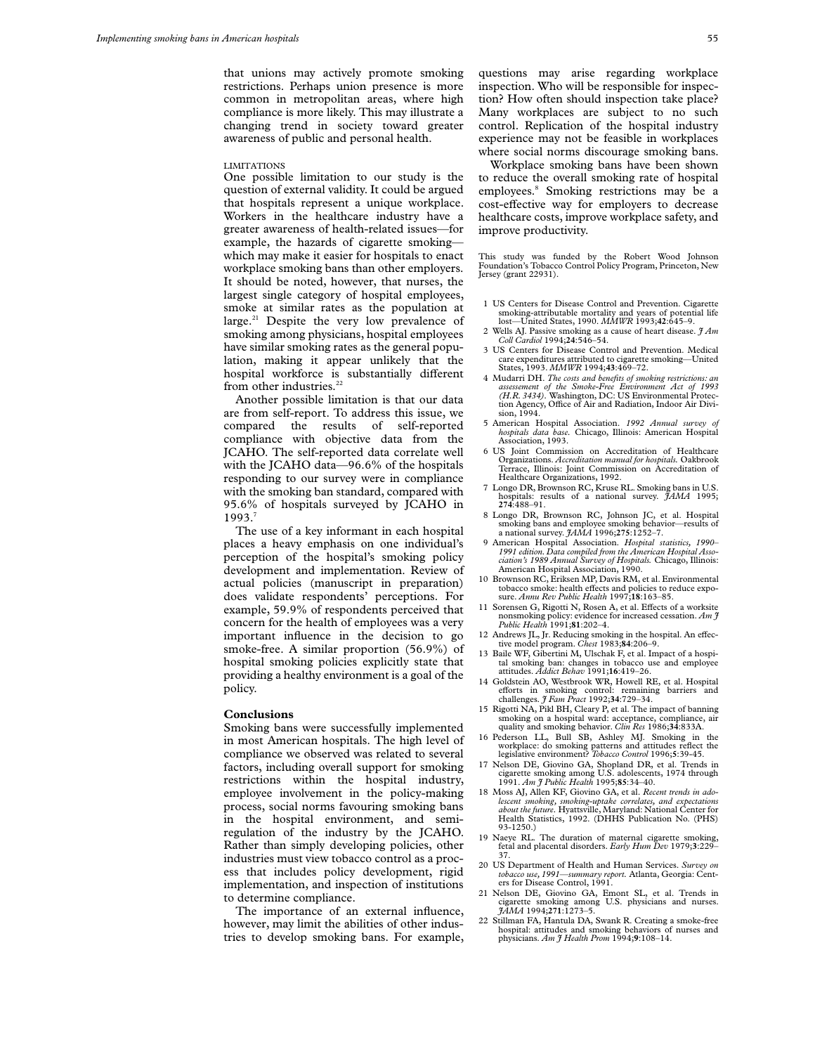that unions may actively promote smoking restrictions. Perhaps union presence is more common in metropolitan areas, where high compliance is more likely. This may illustrate a changing trend in society toward greater awareness of public and personal health.

### LIMITATIONS

One possible limitation to our study is the question of external validity. It could be argued that hospitals represent a unique workplace. Workers in the healthcare industry have a greater awareness of health-related issues—for example, the hazards of cigarette smoking—which may make it easier for hospitals to enact workplace smoking bans than other employers. It should be noted, however, that nurses, the largest single category of hospital employees, smoke at similar rates as the population at large.[21] Despite the very low prevalence of smoking among physicians, hospital employees have similar smoking rates as the general population, making it appear unlikely that the hospital workforce is substantially different from other industries.[22]

Another possible limitation is that our data are from self-report. To address this issue, we compared the results of self-reported compliance with objective data from the JCAHO. The self-reported data correlate well with the JCAHO data—96.6% of the hospitals responding to our survey were in compliance with the smoking ban standard, compared with 95.6% of hospitals surveyed by JCAHO in 1993.[7]

The use of a key informant in each hospital places a heavy emphasis on one individual's perception of the hospital's smoking policy development and implementation. Review of actual policies (manuscript in preparation) does validate respondents' perceptions. For example, 59.9% of respondents perceived that concern for the health of employees was a very important influence in the decision to go smoke-free. A similar proportion (56.9%) of hospital smoking policies explicitly state that providing a healthy environment is a goal of the policy.

## Conclusions

Smoking bans were successfully implemented in most American hospitals. The high level of compliance we observed was related to several factors, including overall support for smoking restrictions within the hospital industry, employee involvement in the policy-making process, social norms favouring smoking bans in the hospital environment, and semi-regulation of the industry by the JCAHO. Rather than simply developing policies, other industries must view tobacco control as a process that includes policy development, rigid implementation, and inspection of institutions to determine compliance.

The importance of an external influence, however, may limit the abilities of other industries to develop smoking bans. For example, questions may arise regarding workplace inspection. Who will be responsible for inspection? How often should inspection take place? Many workplaces are subject to no such control. Replication of the hospital industry experience may not be feasible in workplaces where social norms discourage smoking bans.

Workplace smoking bans have been shown to reduce the overall smoking rate of hospital employees.[8] Smoking restrictions may be a cost-effective way for employers to decrease healthcare costs, improve workplace safety, and improve productivity.

This study was funded by the Robert Wood Johnson Foundation's Tobacco Control Policy Program, Princeton, New Jersey (grant 22931).

1 US Centers for Disease Control and Prevention. Cigarette smoking-attributable mortality and years of potential life lost—United States, 1990. *MMWR* 1993;**42**:645–9.
2 Wells AJ. Passive smoking as a cause of heart disease. *J Am Coll Cardiol* 1994;**24**:546–54.
3 US Centers for Disease Control and Prevention. Medical care expenditures attributed to cigarette smoking—United States, 1993. *MMWR* 1994;**43**:469–72.
4 Mudarri DH. *The costs and benefits of smoking restrictions: an assessement of the Smoke-Free Environment Act of 1993 (H.R. 3434)*. Washington, DC: US Environmental Protection Agency, Office of Air and Radiation, Indoor Air Division, 1994.
5 American Hospital Association. *1992 Annual survey of hospitals data base*. Chicago, Illinois: American Hospital Association, 1993.
6 US Joint Commission on Accreditation of Healthcare Organizations. *Accreditation manual for hospitals.* Oakbrook Terrace, Illinois: Joint Commission on Accreditation of Healthcare Organizations, 1992.
7 Longo DR, Brownson RC, Kruse RL. Smoking bans in U.S. hospitals: results of a national survey. *JAMA* 1995; **274**:488–91.
8 Longo DR, Brownson RC, Johnson JC, et al. Hospital smoking bans and employee smoking behavior—results of a national survey. *JAMA* 1996;**275**:1252–7.
9 American Hospital Association. *Hospital statistics, 1990–1991 edition. Data compiled from the American Hospital Association's 1989 Annual Survey of Hospitals.* Chicago, Illinois: American Hospital Association, 1990.
10 Brownson RC, Eriksen MP, Davis RM, et al. Environmental tobacco smoke: health effects and policies to reduce exposure. *Annu Rev Public Health* 1997;**18**:163–85.
11 Sorensen G, Rigotti N, Rosen A, et al. Effects of a worksite nonsmoking policy: evidence for increased cessation. *Am J Public Health* 1991;**81**:202–4.
12 Andrews JL, Jr. Reducing smoking in the hospital. An effective model program. *Chest* 1983;**84**:206–9.
13 Baile WF, Gibertini M, Ulschak F, et al. Impact of a hospital smoking ban: changes in tobacco use and employee attitudes. *Addict Behav* 1991;**16**:419–26.
14 Goldstein AO, Westbrook WR, Howell RE, et al. Hospital efforts in smoking control: remaining barriers and challenges. *J Fam Pract* 1992;**34**:729–34.
15 Rigotti NA, Pikl BH, Cleary P, et al. The impact of banning smoking on a hospital ward: acceptance, compliance, air quality and smoking behavior. *Clin Res* 1986;**34**:833A.
16 Pederson LL, Bull SB, Ashley MJ. Smoking in the workplace: do smoking patterns and attitudes reflect the legislative environment? *Tobacco Control* 1996;**5**:39–45.
17 Nelson DE, Giovino GA, Shopland DR, et al. Trends in cigarette smoking among U.S. adolescents, 1974 through 1991. *Am J Public Health* 1995;**85**:34–40.
18 Moss AJ, Allen KF, Giovino GA, et al. *Recent trends in adolescent smoking, smoking-uptake correlates, and expectations about the future.* Hyattsville, Maryland: National Center for Health Statistics, 1992. (DHHS Publication No. (PHS) 93-1250.)
19 Naeye RL. The duration of maternal cigarette smoking, fetal and placental disorders. *Early Hum Dev* 1979;**3**:229–37.
20 US Department of Health and Human Services. *Survey on tobacco use, 1991—summary report.* Atlanta, Georgia: Centers for Disease Control, 1991.
21 Nelson DE, Giovino GA, Emont SL, et al. Trends in cigarette smoking among U.S. physicians and nurses. *JAMA* 1994;**271**:1273–5.
22 Stillman FA, Hantula DA, Swank R. Creating a smoke-free hospital: attitudes and smoking behaviors of nurses and physicians. *Am J Health Prom* 1994;**9**:108–14.